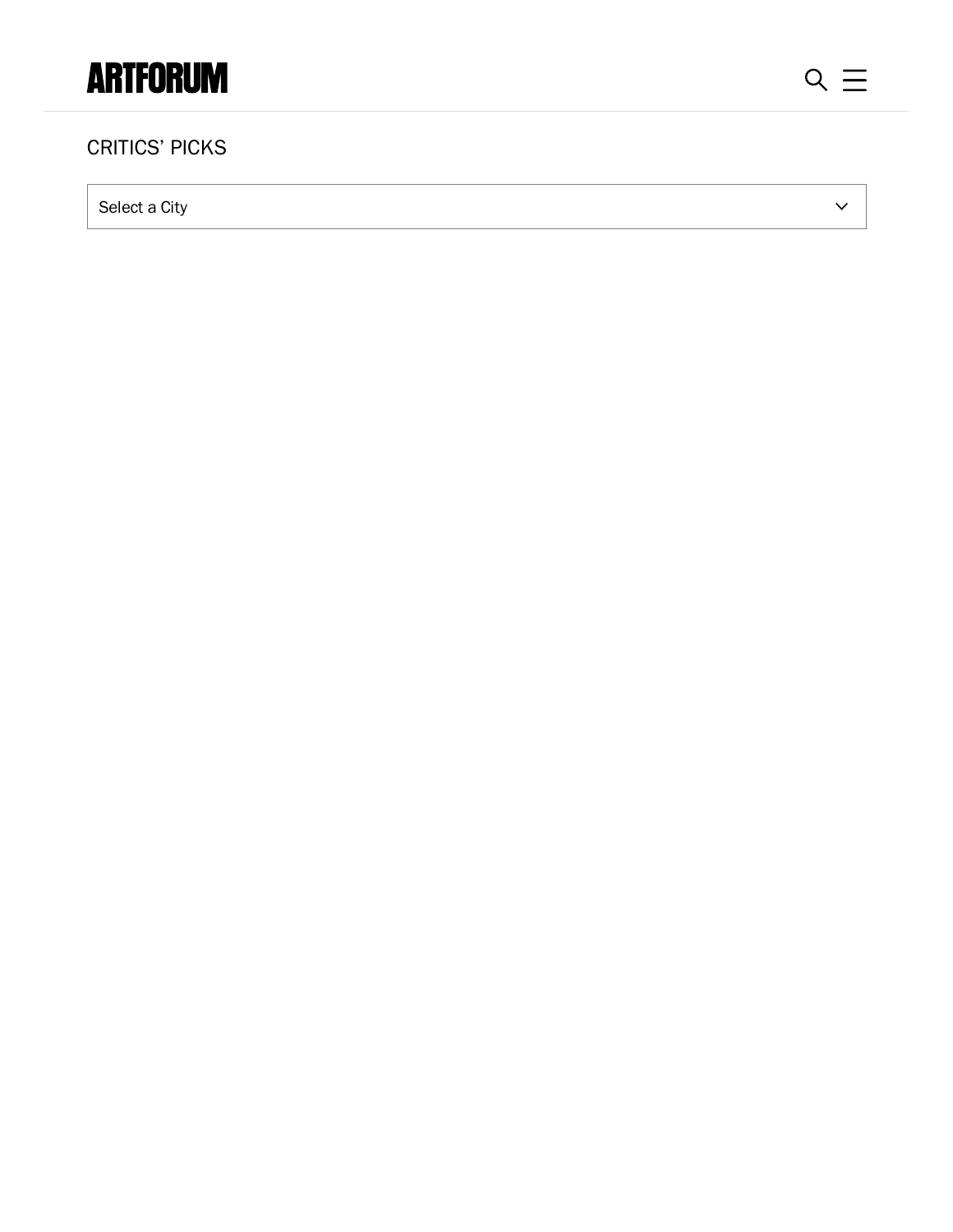ARTFORUM

CRITICS' PICKS

Select a City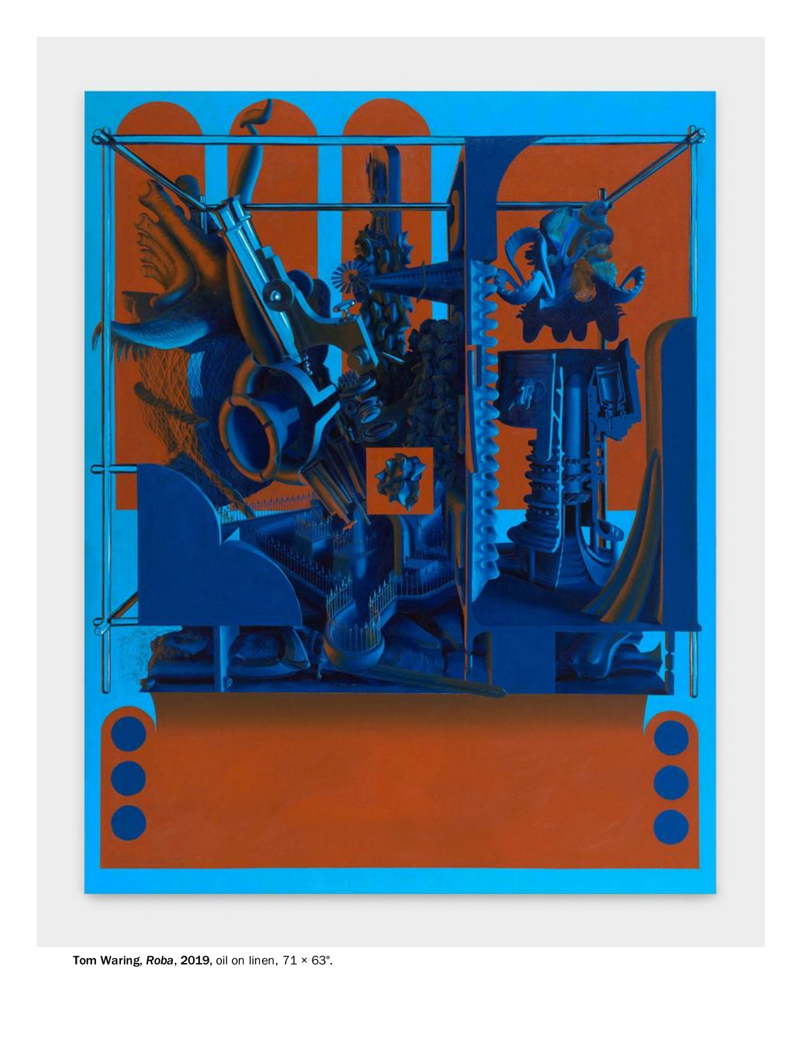**Tom Waring**, ***Roba***, **2019**, oil on linen, 71 × 63".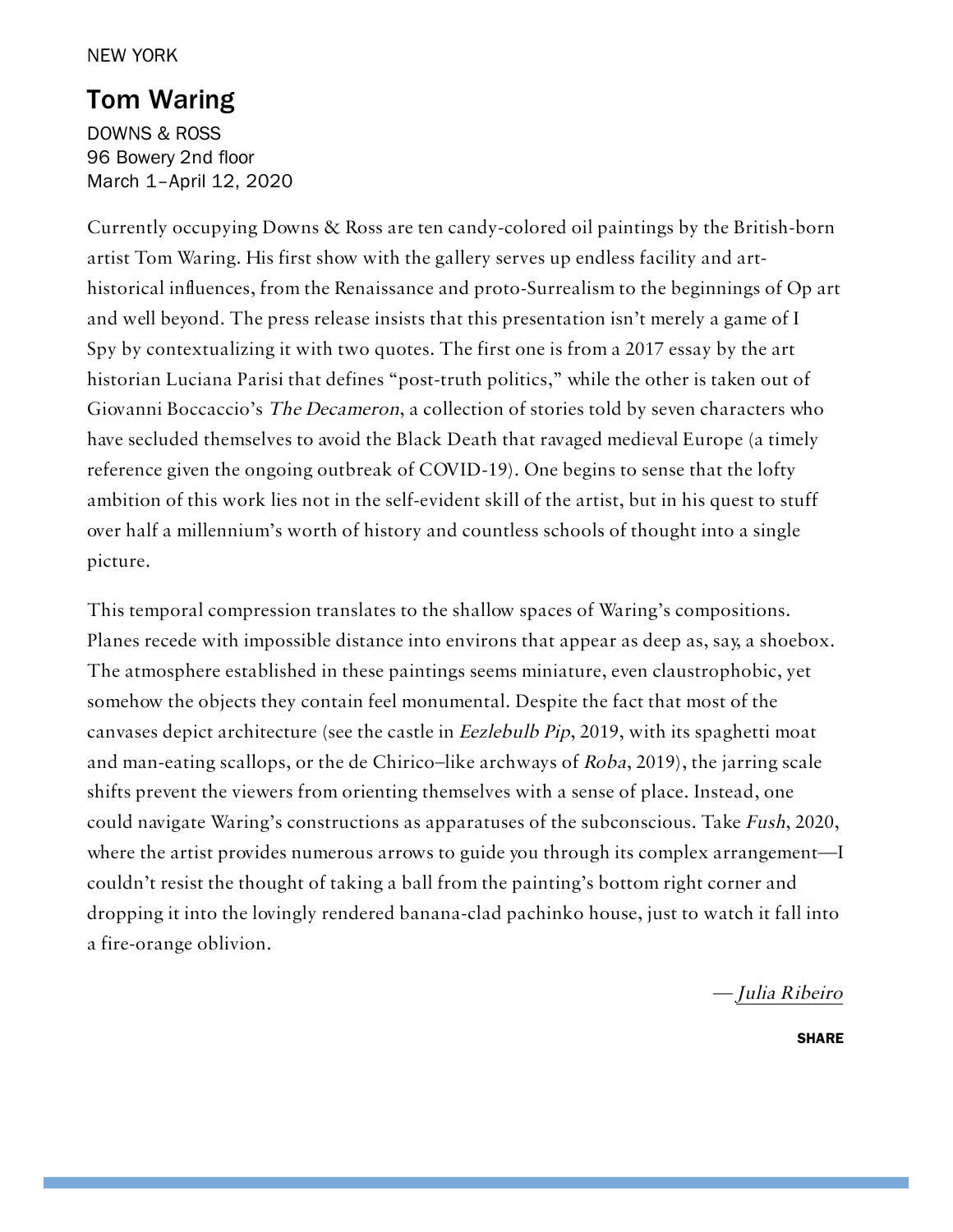NEW YORK

## Tom Waring

DOWNS & ROSS
96 Bowery 2nd floor
March 1–April 12, 2020

Currently occupying Downs & Ross are ten candy-colored oil paintings by the British-born artist Tom Waring. His first show with the gallery serves up endless facility and art-historical influences, from the Renaissance and proto-Surrealism to the beginnings of Op art and well beyond. The press release insists that this presentation isn't merely a game of I Spy by contextualizing it with two quotes. The first one is from a 2017 essay by the art historian Luciana Parisi that defines "post-truth politics," while the other is taken out of Giovanni Boccaccio's *The Decameron*, a collection of stories told by seven characters who have secluded themselves to avoid the Black Death that ravaged medieval Europe (a timely reference given the ongoing outbreak of COVID-19). One begins to sense that the lofty ambition of this work lies not in the self-evident skill of the artist, but in his quest to stuff over half a millennium's worth of history and countless schools of thought into a single picture.

This temporal compression translates to the shallow spaces of Waring's compositions. Planes recede with impossible distance into environs that appear as deep as, say, a shoebox. The atmosphere established in these paintings seems miniature, even claustrophobic, yet somehow the objects they contain feel monumental. Despite the fact that most of the canvases depict architecture (see the castle in *Eezlebulb Pip*, 2019, with its spaghetti moat and man-eating scallops, or the de Chirico–like archways of *Roba*, 2019), the jarring scale shifts prevent the viewers from orienting themselves with a sense of place. Instead, one could navigate Waring's constructions as apparatuses of the subconscious. Take *Fush*, 2020, where the artist provides numerous arrows to guide you through its complex arrangement—I couldn't resist the thought of taking a ball from the painting's bottom right corner and dropping it into the lovingly rendered banana-clad pachinko house, just to watch it fall into a fire-orange oblivion.

— Julia Ribeiro

SHARE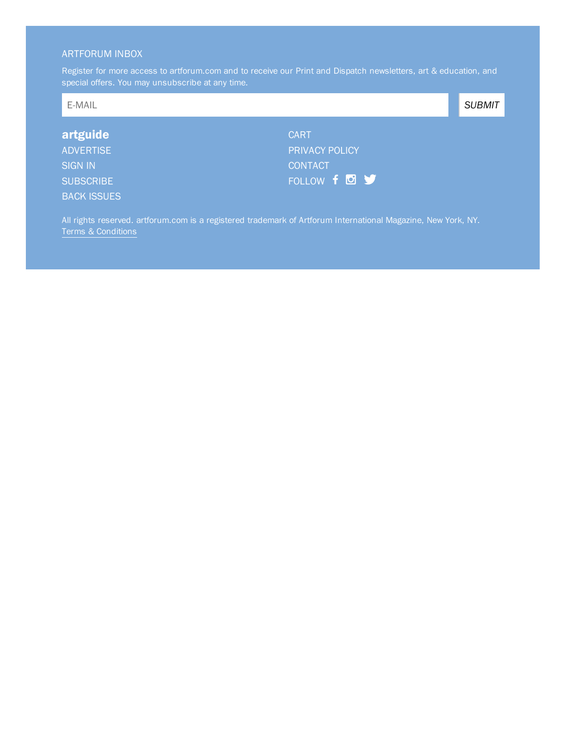ARTFORUM INBOX

Register for more access to artforum.com and to receive our Print and Dispatch newsletters, art & education, and special offers. You may unsubscribe at any time.

E-MAIL

SUBMIT

**artguide**

ADVERTISE

SIGN IN

SUBSCRIBE

BACK ISSUES

CART

PRIVACY POLICY

CONTACT

FOLLOW

All rights reserved. artforum.com is a registered trademark of Artforum International Magazine, New York, NY.
Terms & Conditions